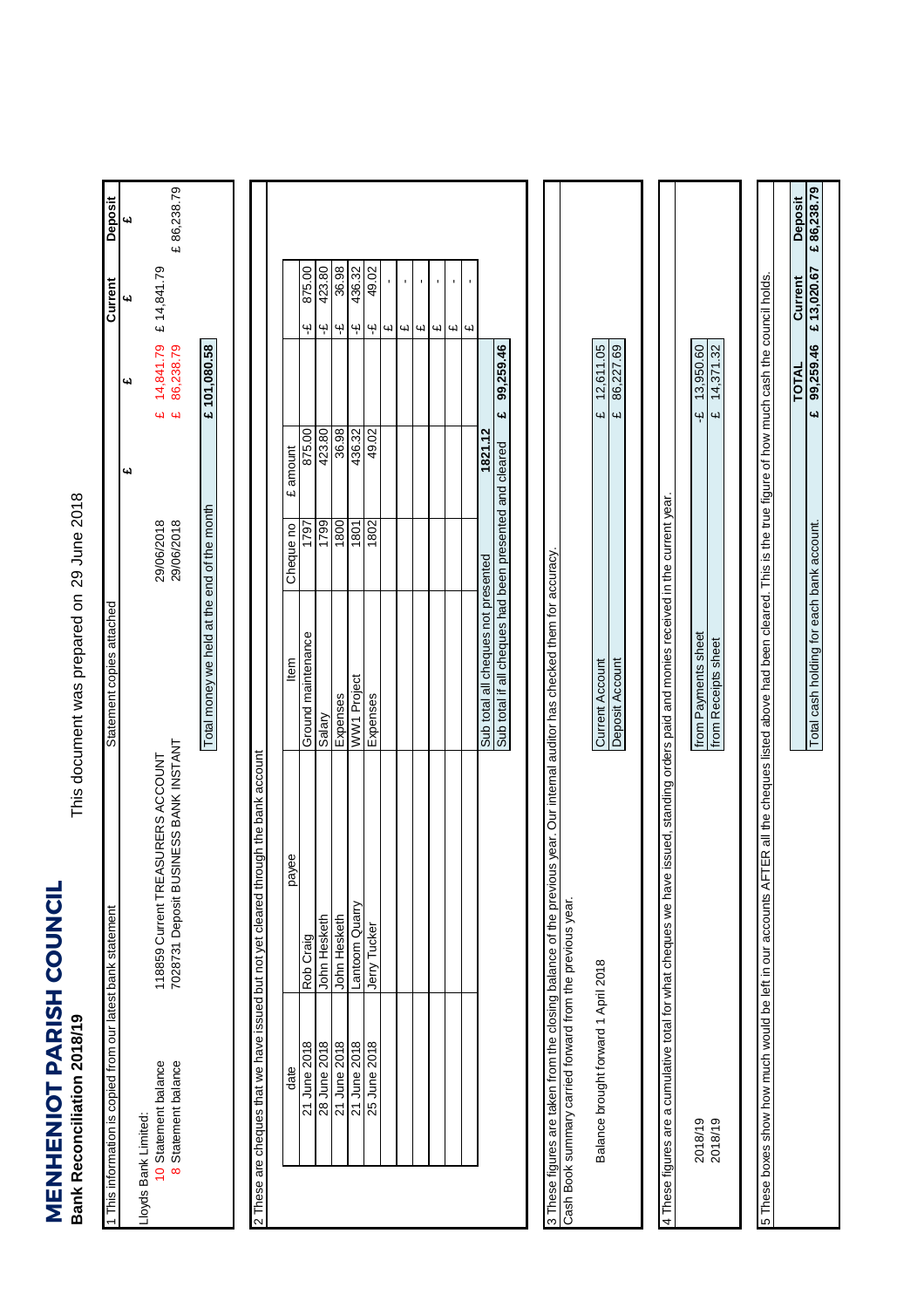# MENHENIOT PARISH COUNCIL

## Bank Reconciliation 2018/19

This document was prepared on 29 June 2018

### 1 This information is copied from our latest bank statement

| | | Statement copies attached | £ | £ | Current £ | Deposit £ |
|---|---|---|---|---|---|---|
| Lloyds Bank Limited: | | | | | | |
| 10 Statement balance | 118859 Current TREASURERS ACCOUNT | 29/06/2018 | | £ 14,841.79 | £ 14,841.79 | |
| 8 Statement balance | 7028731 Deposit BUSINESS BANK INSTANT | 29/06/2018 | | £ 86,238.79 | | £ 86,238.79 |
| | | Total money we held at the end of the month | | £ 101,080.58 | | |

### 2 These are cheques that we have issued but not yet cleared through the bank account

| date | payee | Item | Cheque no | £ amount | | |
|---|---|---|---|---|---|---|
| 21 June 2018 | Rob Craig | Ground maintenance | 1797 | 875.00 | | -£ 875.00 |
| 28 June 2018 | John Hesketh | Salary | 1799 | 423.80 | | -£ 423.80 |
| 21 June 2018 | John Hesketh | Expenses | 1800 | 36.98 | | -£ 36.98 |
| 21 June 2018 | Lantoom Quarry | WW1 Project | 1801 | 436.32 | | -£ 436.32 |
| 25 June 2018 | Jerry Tucker | Expenses | 1802 | 49.02 | | -£ 49.02 |
| | | | | | | £ - |
| | | | | | | £ - |
| | | | | | | £ - |
| | | | | | | £ - |
| | | | | | | £ - |
| | | Sub total all cheques not presented | | 1821.12 | | |
| | | Sub total if all cheques had been presented and cleared | | | £ 99,259.46 | |

### 3 These figures are taken from the closing balance of the previous year. Our internal auditor has checked them for accuracy.

Cash Book summary carried forward from the previous year.

| | | |
|---|---|---|
| Balance brought forward 1 April 2018 | Current Account | £ 12,611.05 |
| | Deposit Account | £ 86,227.69 |

### 4 These figures are a cumulative total for what cheques we have issued, standing orders paid and monies received in the current year.

| | | |
|---|---|---|
| 2018/19 | from Payments sheet | -£ 13,950.60 |
| 2018/19 | from Receipts sheet | £ 14,371.32 |

### 5 These boxes show how much would be left in our accounts AFTER all the cheques listed above had been cleared. This is the true figure of how much cash the council holds.

| | TOTAL | Current | Deposit |
|---|---|---|---|
| Total cash holding for each bank account. | £ 99,259.46 | £ 13,020.67 | £ 86,238.79 |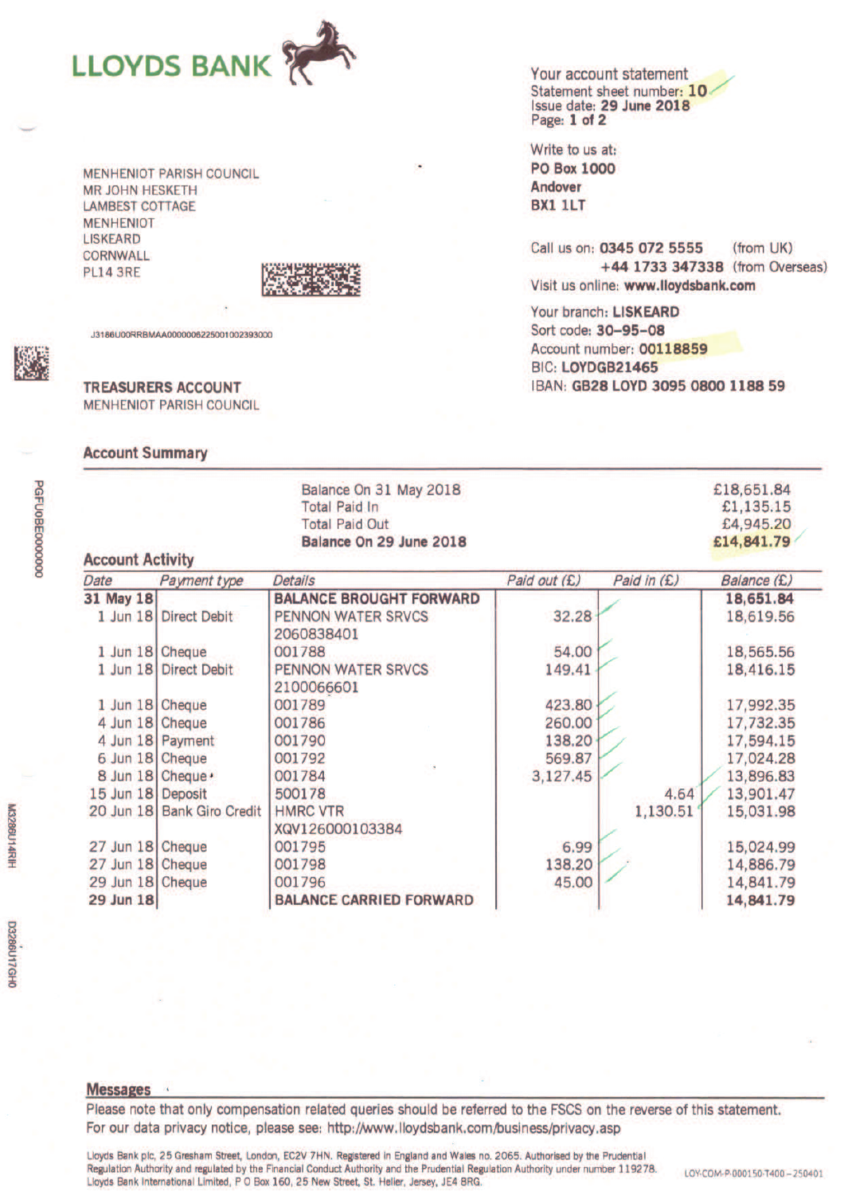# LLOYDS BANK

**Your account statement**
Statement sheet number: **10**
Issue date: **29 June 2018**
Page: **1 of 2**

Write to us at:
**PO Box 1000**
**Andover**
**BX1 1LT**

Call us on: **0345 072 5555** (from UK)
**+44 1733 347338** (from Overseas)
Visit us online: **www.lloydsbank.com**

Your branch: **LISKEARD**
Sort code: **30-95-08**
Account number: **00118859**
BIC: **LOYDGB21465**
IBAN: **GB28 LOYD 3095 0800 1188 59**

MENHENIOT PARISH COUNCIL
MR JOHN HESKETH
LAMBEST COTTAGE
MENHENIOT
LISKEARD
CORNWALL
PL14 3RE

J3186U00RRBMAA0000006225001002393000

**TREASURERS ACCOUNT**
MENHENIOT PARISH COUNCIL

## Account Summary

| | |
|---|---|
| Balance On 31 May 2018 | £18,651.84 |
| Total Paid In | £1,135.15 |
| Total Paid Out | £4,945.20 |
| **Balance On 29 June 2018** | **£14,841.79** |

## Account Activity

| Date | Payment type | Details | Paid out (£) | Paid in (£) | Balance (£) |
|---|---|---|---|---|---|
| **31 May 18** | | **BALANCE BROUGHT FORWARD** | | | **18,651.84** |
| 1 Jun 18 | Direct Debit | PENNON WATER SRVCS 2060838401 | 32.28 | | 18,619.56 |
| 1 Jun 18 | Cheque | 001788 | 54.00 | | 18,565.56 |
| 1 Jun 18 | Direct Debit | PENNON WATER SRVCS 2100066601 | 149.41 | | 18,416.15 |
| 1 Jun 18 | Cheque | 001789 | 423.80 | | 17,992.35 |
| 4 Jun 18 | Cheque | 001786 | 260.00 | | 17,732.35 |
| 4 Jun 18 | Payment | 001790 | 138.20 | | 17,594.15 |
| 6 Jun 18 | Cheque | 001792 | 569.87 | | 17,024.28 |
| 8 Jun 18 | Cheque | 001784 | 3,127.45 | | 13,896.83 |
| 15 Jun 18 | Deposit | 500178 | | 4.64 | 13,901.47 |
| 20 Jun 18 | Bank Giro Credit | HMRC VTR XQV126000103384 | | 1,130.51 | 15,031.98 |
| 27 Jun 18 | Cheque | 001795 | 6.99 | | 15,024.99 |
| 27 Jun 18 | Cheque | 001798 | 138.20 | | 14,886.79 |
| 29 Jun 18 | Cheque | 001796 | 45.00 | | 14,841.79 |
| **29 Jun 18** | | **BALANCE CARRIED FORWARD** | | | **14,841.79** |

## Messages

Please note that only compensation related queries should be referred to the FSCS on the reverse of this statement.
For our data privacy notice, please see: http://www.lloydsbank.com/business/privacy.asp

Lloyds Bank plc, 25 Gresham Street, London, EC2V 7HN. Registered in England and Wales no. 2065. Authorised by the Prudential Regulation Authority and regulated by the Financial Conduct Authority and the Prudential Regulation Authority under number 119278.
Lloyds Bank International Limited, P O Box 160, 25 New Street, St. Helier, Jersey, JE4 8RG.

LOY-COM-P-000150-T400-250401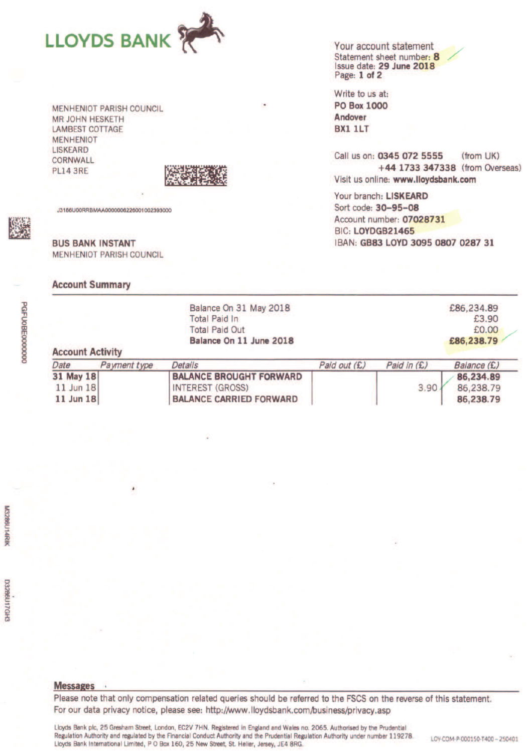# LLOYDS BANK

Your account statement
Statement sheet number: **8**
Issue date: **29 June 2018**
Page: **1 of 2**

Write to us at:
**PO Box 1000**
**Andover**
**BX1 1LT**

Call us on: **0345 072 5555** (from UK)
**+44 1733 347338** (from Overseas)
Visit us online: **www.lloydsbank.com**

Your branch: **LISKEARD**
Sort code: **30-95-08**
Account number: **07028731**
BIC: **LOYDGB21465**
IBAN: **GB83 LOYD 3095 0807 0287 31**

MENHENIOT PARISH COUNCIL
MR JOHN HESKETH
LAMBEST COTTAGE
MENHENIOT
LISKEARD
CORNWALL
PL14 3RE

J3166U00RRBMAA0000006226001002393000

**BUS BANK INSTANT**
MENHENIOT PARISH COUNCIL

## Account Summary

| | |
|---|---|
| Balance On 31 May 2018 | £86,234.89 |
| Total Paid In | £3.90 |
| Total Paid Out | £0.00 |
| **Balance On 11 June 2018** | **£86,238.79** |

## Account Activity

| Date | Payment type | Details | Paid out (£) | Paid in (£) | Balance (£) |
|---|---|---|---|---|---|
| **31 May 18** | | **BALANCE BROUGHT FORWARD** | | | **86,234.89** |
| 11 Jun 18 | | INTEREST (GROSS) | | 3.90 | 86,238.79 |
| **11 Jun 18** | | **BALANCE CARRIED FORWARD** | | | **86,238.79** |

## Messages

Please note that only compensation related queries should be referred to the FSCS on the reverse of this statement.
For our data privacy notice, please see: http://www.lloydsbank.com/business/privacy.asp

Lloyds Bank plc, 25 Gresham Street, London, EC2V 7HN. Registered in England and Wales no. 2065. Authorised by the Prudential Regulation Authority and regulated by the Financial Conduct Authority and the Prudential Regulation Authority under number 119278.
Lloyds Bank International Limited, P O Box 160, 25 New Street, St. Helier, Jersey, JE4 8RG.

LOY-COM-P-000150-T400 – 250401